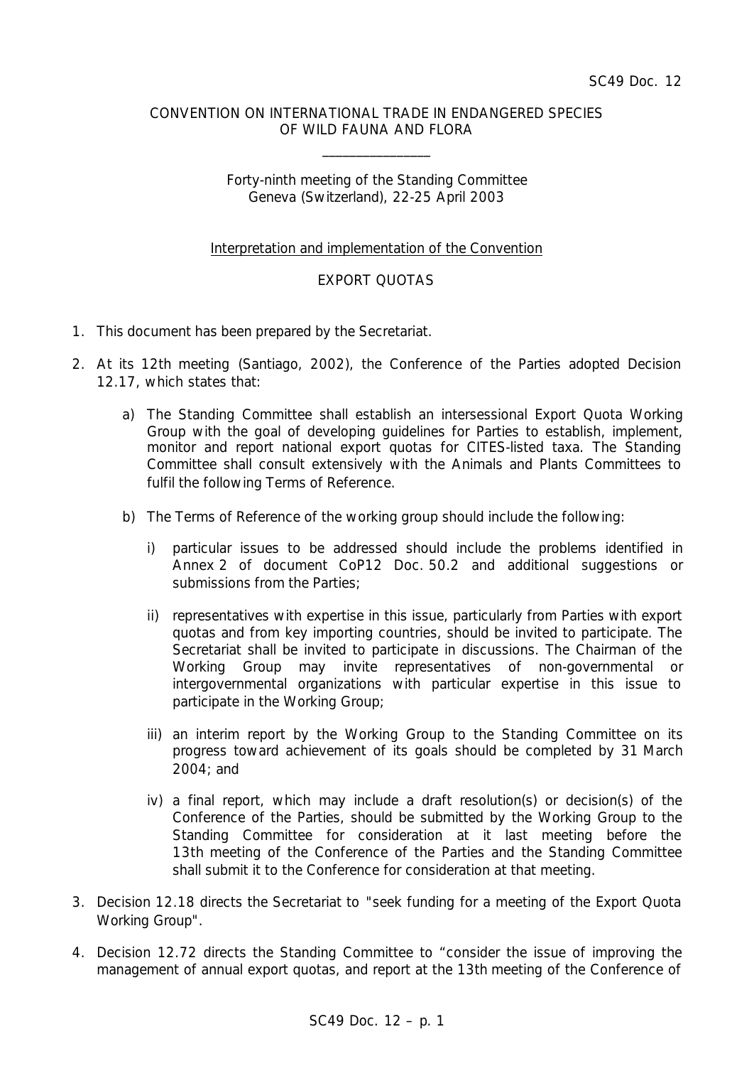SC49 Doc. 12

CONVENTION ON INTERNATIONAL TRADE IN ENDANGERED SPECIES
OF WILD FAUNA AND FLORA

\_\_\_\_\_\_\_\_\_\_\_\_\_\_\_\_\_\_\_\_

Forty-ninth meeting of the Standing Committee
Geneva (Switzerland), 22-25 April 2003

Interpretation and implementation of the Convention

EXPORT QUOTAS

1. This document has been prepared by the Secretariat.

2. At its 12th meeting (Santiago, 2002), the Conference of the Parties adopted Decision 12.17, which states that:

   a) The Standing Committee shall establish an intersessional Export Quota Working Group with the goal of developing guidelines for Parties to establish, implement, monitor and report national export quotas for CITES-listed taxa. The Standing Committee shall consult extensively with the Animals and Plants Committees to fulfil the following Terms of Reference.

   b) The Terms of Reference of the working group should include the following:

      i) particular issues to be addressed should include the problems identified in Annex 2 of document CoP12 Doc. 50.2 and additional suggestions or submissions from the Parties;

      ii) representatives with expertise in this issue, particularly from Parties with export quotas and from key importing countries, should be invited to participate. The Secretariat shall be invited to participate in discussions. The Chairman of the Working Group may invite representatives of non-governmental or intergovernmental organizations with particular expertise in this issue to participate in the Working Group;

      iii) an interim report by the Working Group to the Standing Committee on its progress toward achievement of its goals should be completed by 31 March 2004; and

      iv) a final report, which may include a draft resolution(s) or decision(s) of the Conference of the Parties, should be submitted by the Working Group to the Standing Committee for consideration at it last meeting before the 13th meeting of the Conference of the Parties and the Standing Committee shall submit it to the Conference for consideration at that meeting.

3. Decision 12.18 directs the Secretariat to "seek funding for a meeting of the Export Quota Working Group".

4. Decision 12.72 directs the Standing Committee to "consider the issue of improving the management of annual export quotas, and report at the 13th meeting of the Conference of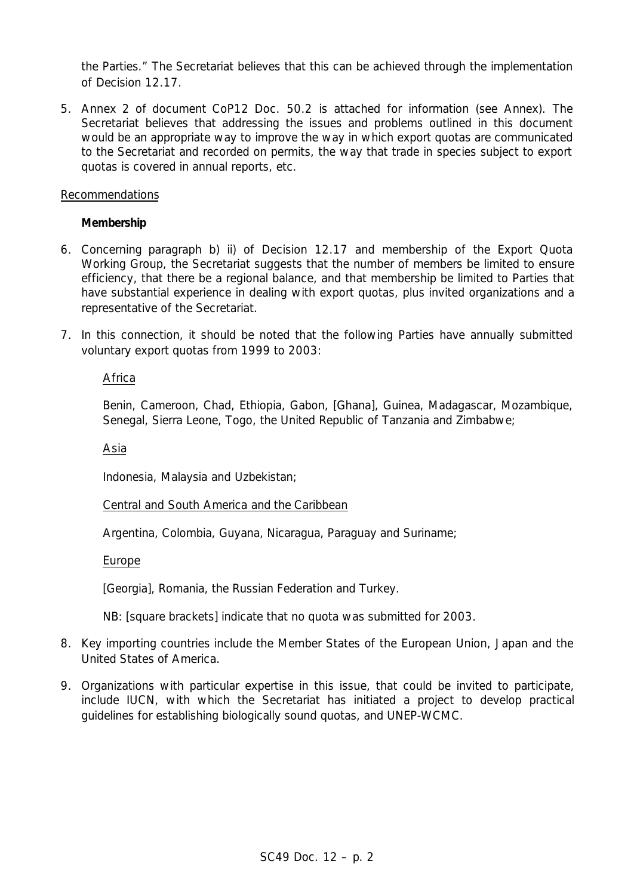the Parties." The Secretariat believes that this can be achieved through the implementation of Decision 12.17.

5. Annex 2 of document CoP12 Doc. 50.2 is attached for information (see Annex). The Secretariat believes that addressing the issues and problems outlined in this document would be an appropriate way to improve the way in which export quotas are communicated to the Secretariat and recorded on permits, the way that trade in species subject to export quotas is covered in annual reports, etc.

Recommendations

**Membership**

6. Concerning paragraph b) ii) of Decision 12.17 and membership of the Export Quota Working Group, the Secretariat suggests that the number of members be limited to ensure efficiency, that there be a regional balance, and that membership be limited to Parties that have substantial experience in dealing with export quotas, plus invited organizations and a representative of the Secretariat.

7. In this connection, it should be noted that the following Parties have annually submitted voluntary export quotas from 1999 to 2003:

   Africa

   Benin, Cameroon, Chad, Ethiopia, Gabon, [Ghana], Guinea, Madagascar, Mozambique, Senegal, Sierra Leone, Togo, the United Republic of Tanzania and Zimbabwe;

   Asia

   Indonesia, Malaysia and Uzbekistan;

   Central and South America and the Caribbean

   Argentina, Colombia, Guyana, Nicaragua, Paraguay and Suriname;

   Europe

   [Georgia], Romania, the Russian Federation and Turkey.

   NB: [square brackets] indicate that no quota was submitted for 2003.

8. Key importing countries include the Member States of the European Union, Japan and the United States of America.

9. Organizations with particular expertise in this issue, that could be invited to participate, include IUCN, with which the Secretariat has initiated a project to develop practical guidelines for establishing biologically sound quotas, and UNEP-WCMC.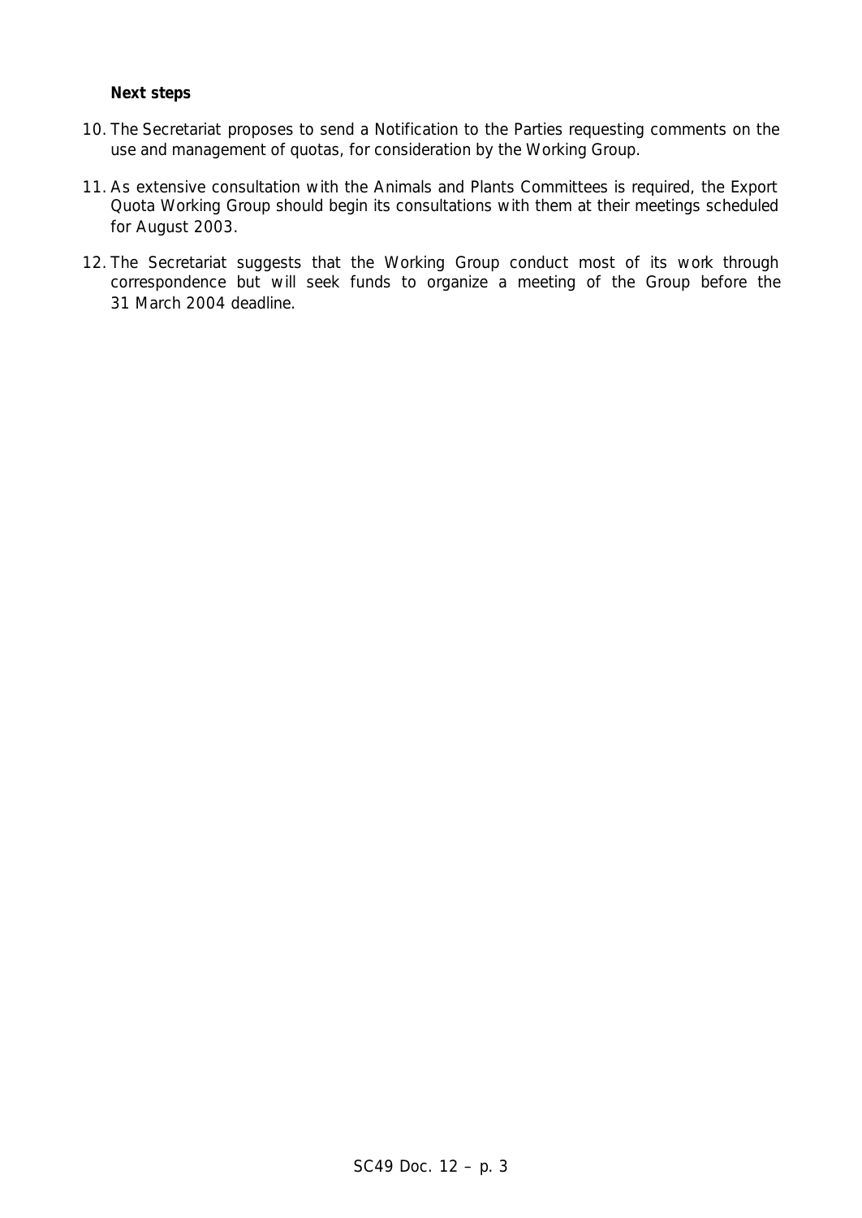**Next steps**

10. The Secretariat proposes to send a Notification to the Parties requesting comments on the use and management of quotas, for consideration by the Working Group.
11. As extensive consultation with the Animals and Plants Committees is required, the Export Quota Working Group should begin its consultations with them at their meetings scheduled for August 2003.
12. The Secretariat suggests that the Working Group conduct most of its work through correspondence but will seek funds to organize a meeting of the Group before the 31 March 2004 deadline.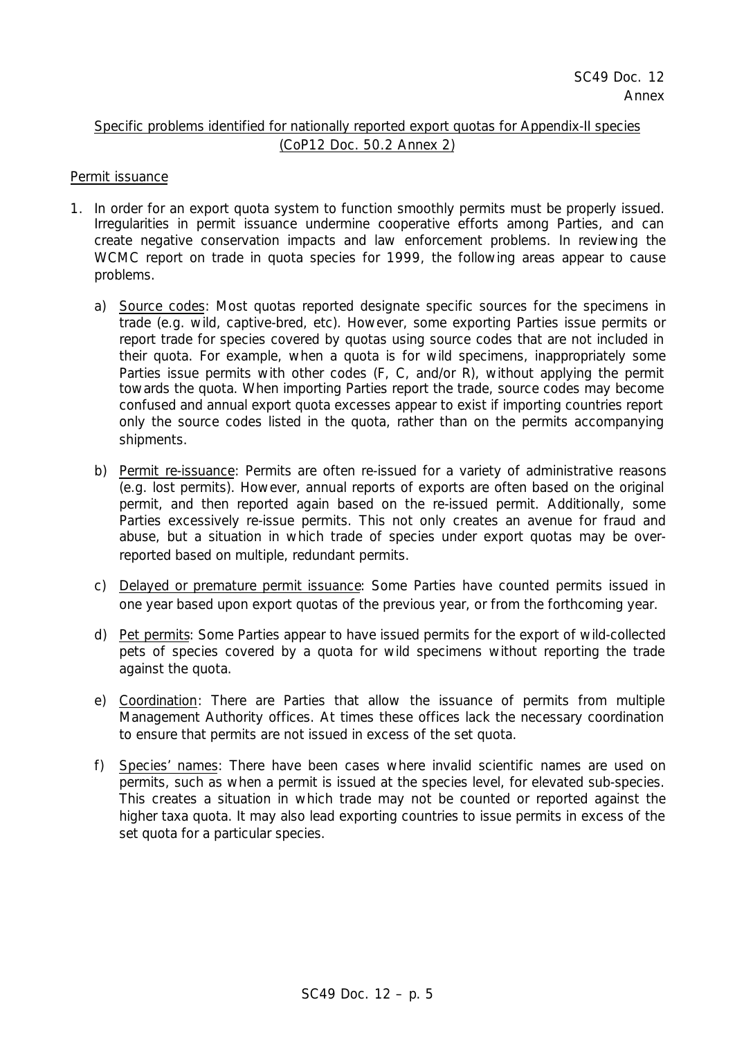SC49 Doc. 12
Annex

## Specific problems identified for nationally reported export quotas for Appendix-II species (CoP12 Doc. 50.2 Annex 2)

### Permit issuance

1. In order for an export quota system to function smoothly permits must be properly issued. Irregularities in permit issuance undermine cooperative efforts among Parties, and can create negative conservation impacts and law enforcement problems. In reviewing the WCMC report on trade in quota species for 1999, the following areas appear to cause problems.

   a) Source codes: Most quotas reported designate specific sources for the specimens in trade (e.g. wild, captive-bred, etc). However, some exporting Parties issue permits or report trade for species covered by quotas using source codes that are not included in their quota. For example, when a quota is for wild specimens, inappropriately some Parties issue permits with other codes (F, C, and/or R), without applying the permit towards the quota. When importing Parties report the trade, source codes may become confused and annual export quota excesses appear to exist if importing countries report only the source codes listed in the quota, rather than on the permits accompanying shipments.

   b) Permit re-issuance: Permits are often re-issued for a variety of administrative reasons (e.g. lost permits). However, annual reports of exports are often based on the original permit, and then reported again based on the re-issued permit. Additionally, some Parties excessively re-issue permits. This not only creates an avenue for fraud and abuse, but a situation in which trade of species under export quotas may be over-reported based on multiple, redundant permits.

   c) Delayed or premature permit issuance: Some Parties have counted permits issued in one year based upon export quotas of the previous year, or from the forthcoming year.

   d) Pet permits: Some Parties appear to have issued permits for the export of wild-collected pets of species covered by a quota for wild specimens without reporting the trade against the quota.

   e) Coordination: There are Parties that allow the issuance of permits from multiple Management Authority offices. At times these offices lack the necessary coordination to ensure that permits are not issued in excess of the set quota.

   f) Species' names: There have been cases where invalid scientific names are used on permits, such as when a permit is issued at the species level, for elevated sub-species. This creates a situation in which trade may not be counted or reported against the higher taxa quota. It may also lead exporting countries to issue permits in excess of the set quota for a particular species.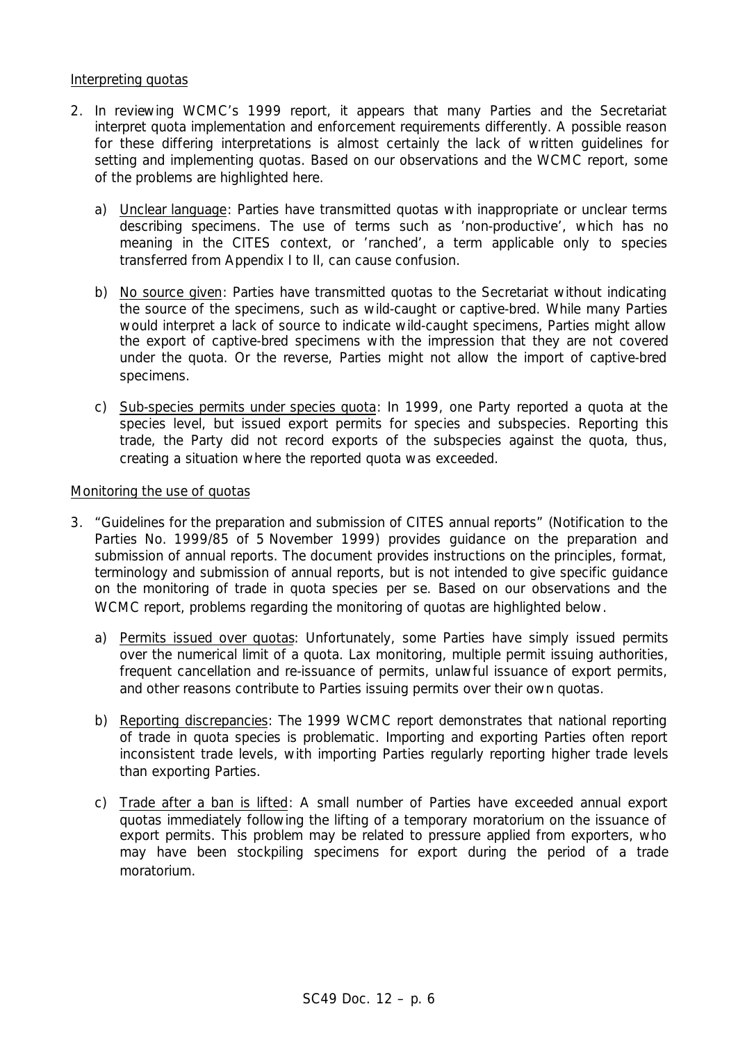<u>Interpreting quotas</u>

2. In reviewing WCMC's 1999 report, it appears that many Parties and the Secretariat interpret quota implementation and enforcement requirements differently. A possible reason for these differing interpretations is almost certainly the lack of written guidelines for setting and implementing quotas. Based on our observations and the WCMC report, some of the problems are highlighted here.

   a) <u>Unclear language</u>: Parties have transmitted quotas with inappropriate or unclear terms describing specimens. The use of terms such as 'non-productive', which has no meaning in the CITES context, or 'ranched', a term applicable only to species transferred from Appendix I to II, can cause confusion.

   b) <u>No source given</u>: Parties have transmitted quotas to the Secretariat without indicating the source of the specimens, such as wild-caught or captive-bred. While many Parties would interpret a lack of source to indicate wild-caught specimens, Parties might allow the export of captive-bred specimens with the impression that they are not covered under the quota. Or the reverse, Parties might not allow the import of captive-bred specimens.

   c) <u>Sub-species permits under species quota</u>: In 1999, one Party reported a quota at the species level, but issued export permits for species and subspecies. Reporting this trade, the Party did not record exports of the subspecies against the quota, thus, creating a situation where the reported quota was exceeded.

<u>Monitoring the use of quotas</u>

3. "Guidelines for the preparation and submission of CITES annual reports" (Notification to the Parties No. 1999/85 of 5 November 1999) provides guidance on the preparation and submission of annual reports. The document provides instructions on the principles, format, terminology and submission of annual reports, but is not intended to give specific guidance on the monitoring of trade in quota species per se. Based on our observations and the WCMC report, problems regarding the monitoring of quotas are highlighted below.

   a) <u>Permits issued over quotas</u>: Unfortunately, some Parties have simply issued permits over the numerical limit of a quota. Lax monitoring, multiple permit issuing authorities, frequent cancellation and re-issuance of permits, unlawful issuance of export permits, and other reasons contribute to Parties issuing permits over their own quotas.

   b) <u>Reporting discrepancies</u>: The 1999 WCMC report demonstrates that national reporting of trade in quota species is problematic. Importing and exporting Parties often report inconsistent trade levels, with importing Parties regularly reporting higher trade levels than exporting Parties.

   c) <u>Trade after a ban is lifted</u>: A small number of Parties have exceeded annual export quotas immediately following the lifting of a temporary moratorium on the issuance of export permits. This problem may be related to pressure applied from exporters, who may have been stockpiling specimens for export during the period of a trade moratorium.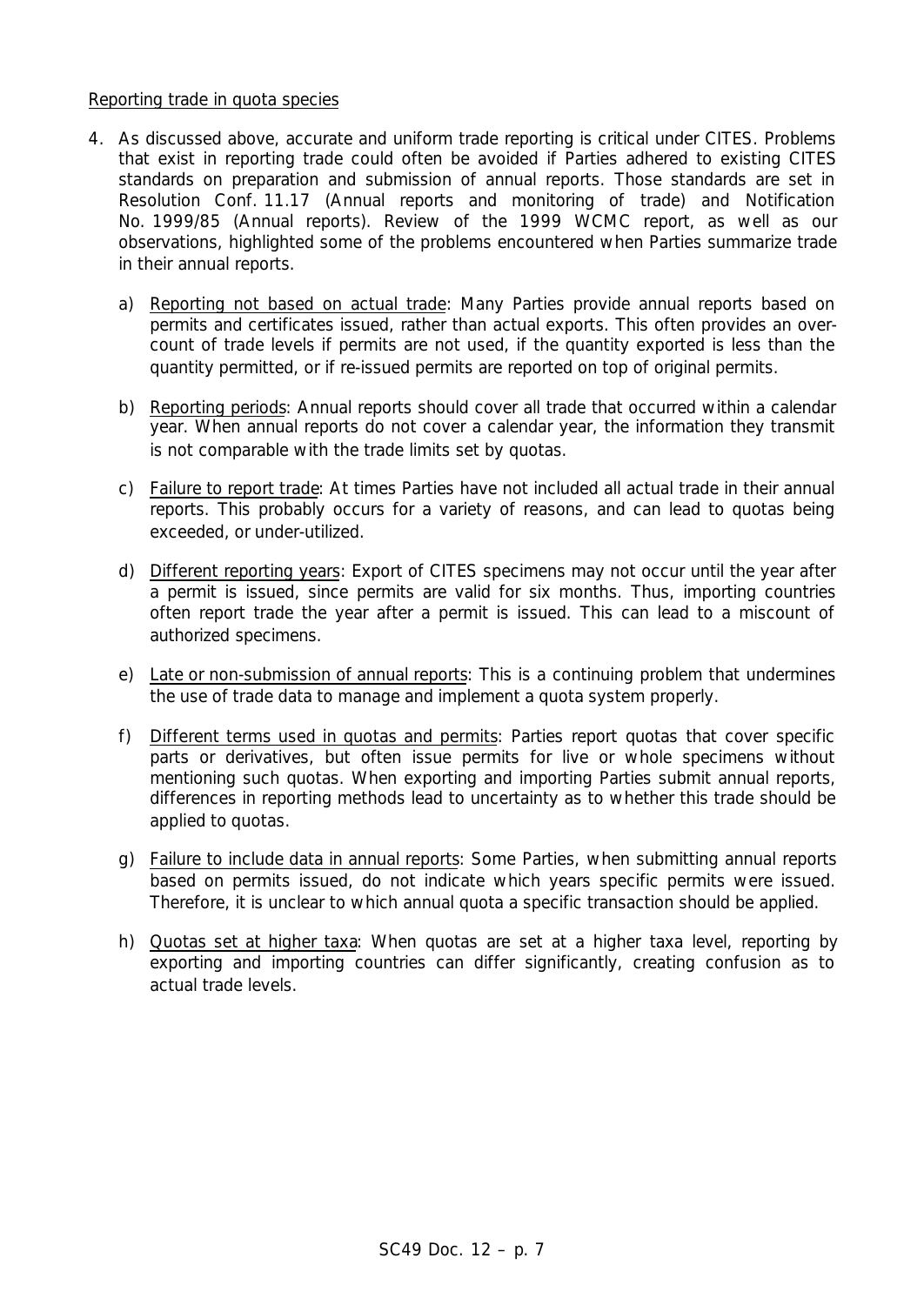Reporting trade in quota species

4. As discussed above, accurate and uniform trade reporting is critical under CITES. Problems that exist in reporting trade could often be avoided if Parties adhered to existing CITES standards on preparation and submission of annual reports. Those standards are set in Resolution Conf. 11.17 (Annual reports and monitoring of trade) and Notification No. 1999/85 (Annual reports). Review of the 1999 WCMC report, as well as our observations, highlighted some of the problems encountered when Parties summarize trade in their annual reports.

   a) Reporting not based on actual trade: Many Parties provide annual reports based on permits and certificates issued, rather than actual exports. This often provides an over-count of trade levels if permits are not used, if the quantity exported is less than the quantity permitted, or if re-issued permits are reported on top of original permits.

   b) Reporting periods: Annual reports should cover all trade that occurred within a calendar year. When annual reports do not cover a calendar year, the information they transmit is not comparable with the trade limits set by quotas.

   c) Failure to report trade: At times Parties have not included all actual trade in their annual reports. This probably occurs for a variety of reasons, and can lead to quotas being exceeded, or under-utilized.

   d) Different reporting years: Export of CITES specimens may not occur until the year after a permit is issued, since permits are valid for six months. Thus, importing countries often report trade the year after a permit is issued. This can lead to a miscount of authorized specimens.

   e) Late or non-submission of annual reports: This is a continuing problem that undermines the use of trade data to manage and implement a quota system properly.

   f) Different terms used in quotas and permits: Parties report quotas that cover specific parts or derivatives, but often issue permits for live or whole specimens without mentioning such quotas. When exporting and importing Parties submit annual reports, differences in reporting methods lead to uncertainty as to whether this trade should be applied to quotas.

   g) Failure to include data in annual reports: Some Parties, when submitting annual reports based on permits issued, do not indicate which years specific permits were issued. Therefore, it is unclear to which annual quota a specific transaction should be applied.

   h) Quotas set at higher taxa: When quotas are set at a higher taxa level, reporting by exporting and importing countries can differ significantly, creating confusion as to actual trade levels.